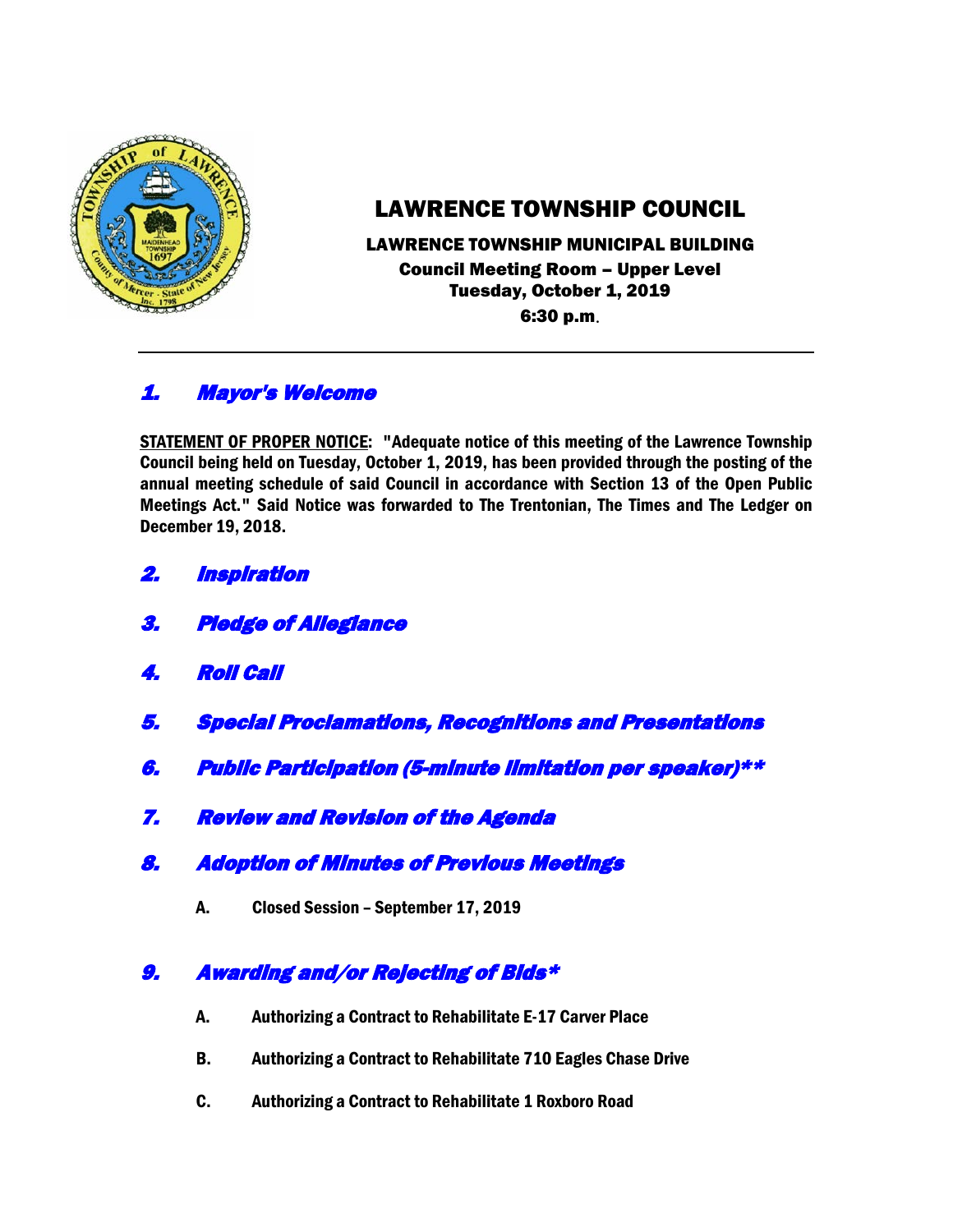# LAWRENCE TOWNSHIP COUNCIL

**LAWRENCE TOWNSHIP MUNICIPAL BUILDING**
**Council Meeting Room – Upper Level**
**Tuesday, October 1, 2019**
**6:30 p.m.**

---

## *1. Mayor's Welcome*

**STATEMENT OF PROPER NOTICE: "Adequate notice of this meeting of the Lawrence Township Council being held on Tuesday, October 1, 2019, has been provided through the posting of the annual meeting schedule of said Council in accordance with Section 13 of the Open Public Meetings Act." Said Notice was forwarded to The Trentonian, The Times and The Ledger on December 19, 2018.**

## *2. Inspiration*

## *3. Pledge of Allegiance*

## *4. Roll Call*

## *5. Special Proclamations, Recognitions and Presentations*

## *6. Public Participation (5-minute limitation per speaker)***

## *7. Review and Revision of the Agenda*

## *8. Adoption of Minutes of Previous Meetings*

**A. Closed Session – September 17, 2019**

## *9. Awarding and/or Rejecting of Bids**

**A. Authorizing a Contract to Rehabilitate E-17 Carver Place**

**B. Authorizing a Contract to Rehabilitate 710 Eagles Chase Drive**

**C. Authorizing a Contract to Rehabilitate 1 Roxboro Road**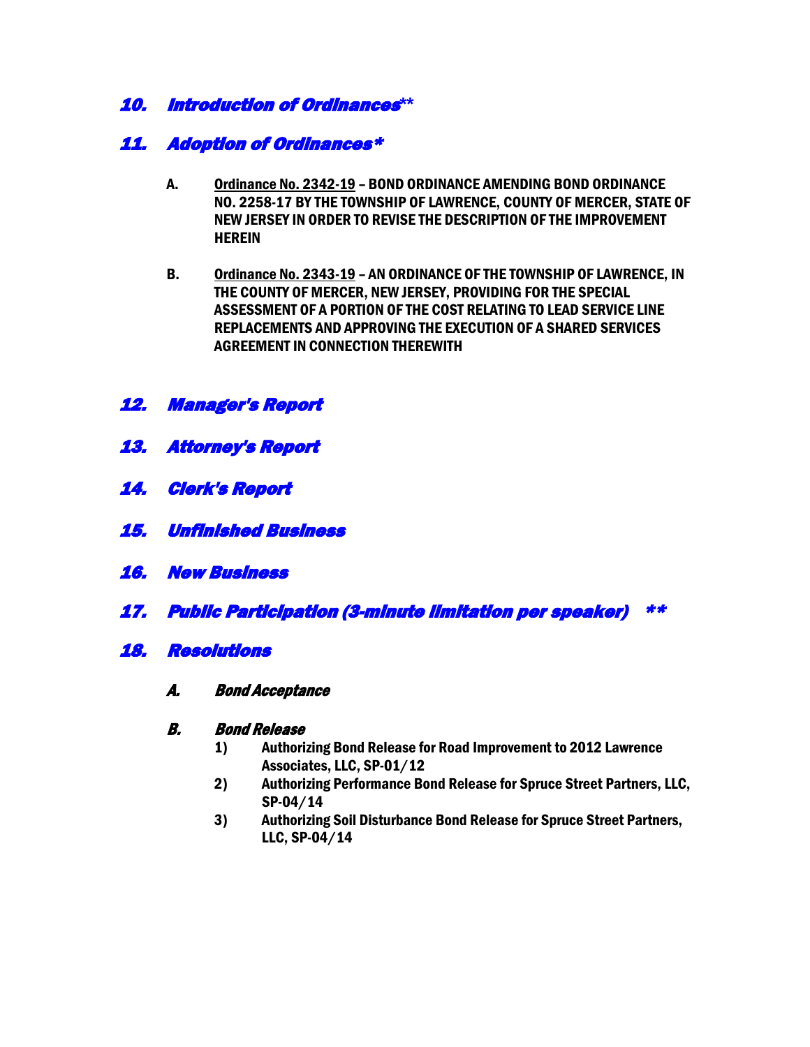## *10. Introduction of Ordinances***

## *11. Adoption of Ordinances**

**A.** **Ordinance No. 2342-19 – BOND ORDINANCE AMENDING BOND ORDINANCE NO. 2258-17 BY THE TOWNSHIP OF LAWRENCE, COUNTY OF MERCER, STATE OF NEW JERSEY IN ORDER TO REVISE THE DESCRIPTION OF THE IMPROVEMENT HEREIN**

**B.** **Ordinance No. 2343-19 – AN ORDINANCE OF THE TOWNSHIP OF LAWRENCE, IN THE COUNTY OF MERCER, NEW JERSEY, PROVIDING FOR THE SPECIAL ASSESSMENT OF A PORTION OF THE COST RELATING TO LEAD SERVICE LINE REPLACEMENTS AND APPROVING THE EXECUTION OF A SHARED SERVICES AGREEMENT IN CONNECTION THEREWITH**

## *12. Manager's Report*

## *13. Attorney's Report*

## *14. Clerk's Report*

## *15. Unfinished Business*

## *16. New Business*

## *17. Public Participation (3-minute limitation per speaker) ***

## *18. Resolutions*

### *A. Bond Acceptance*

### *B. Bond Release*

1) **Authorizing Bond Release for Road Improvement to 2012 Lawrence Associates, LLC, SP-01/12**
2) **Authorizing Performance Bond Release for Spruce Street Partners, LLC, SP-04/14**
3) **Authorizing Soil Disturbance Bond Release for Spruce Street Partners, LLC, SP-04/14**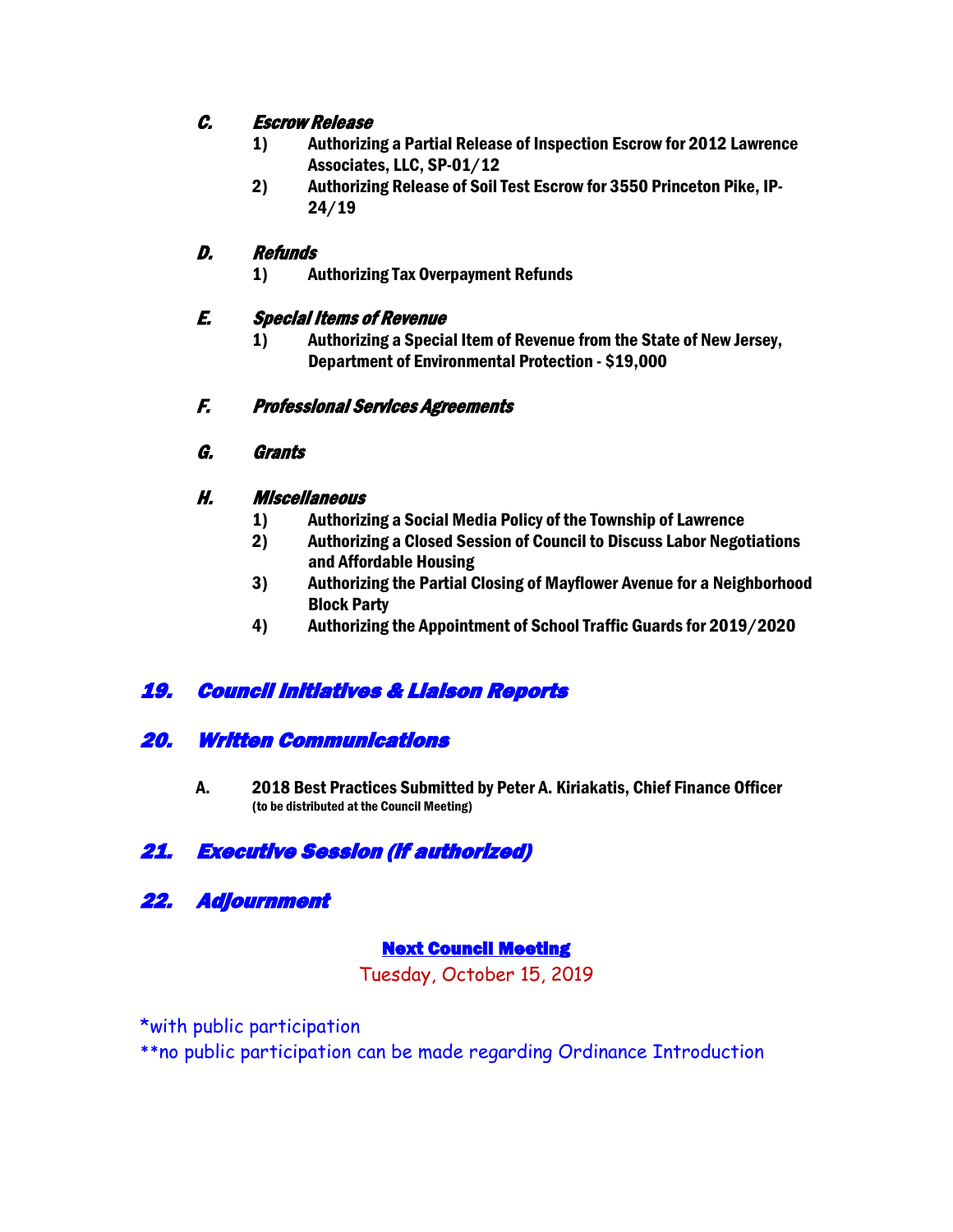### C. *Escrow Release*

1) **Authorizing a Partial Release of Inspection Escrow for 2012 Lawrence Associates, LLC, SP-01/12**
2) **Authorizing Release of Soil Test Escrow for 3550 Princeton Pike, IP-24/19**

### D. *Refunds*

1) **Authorizing Tax Overpayment Refunds**

### E. *Special Items of Revenue*

1) **Authorizing a Special Item of Revenue from the State of New Jersey, Department of Environmental Protection - $19,000**

### F. *Professional Services Agreements*

### G. *Grants*

### H. *Miscellaneous*

1) **Authorizing a Social Media Policy of the Township of Lawrence**
2) **Authorizing a Closed Session of Council to Discuss Labor Negotiations and Affordable Housing**
3) **Authorizing the Partial Closing of Mayflower Avenue for a Neighborhood Block Party**
4) **Authorizing the Appointment of School Traffic Guards for 2019/2020**

## *19. Council Initiatives & Liaison Reports*

## *20. Written Communications*

A. **2018 Best Practices Submitted by Peter A. Kiriakatis, Chief Finance Officer**
(to be distributed at the Council Meeting)

## *21. Executive Session (if authorized)*

## *22. Adjournment*

**Next Council Meeting**

Tuesday, October 15, 2019

*with public participation

**no public participation can be made regarding Ordinance Introduction